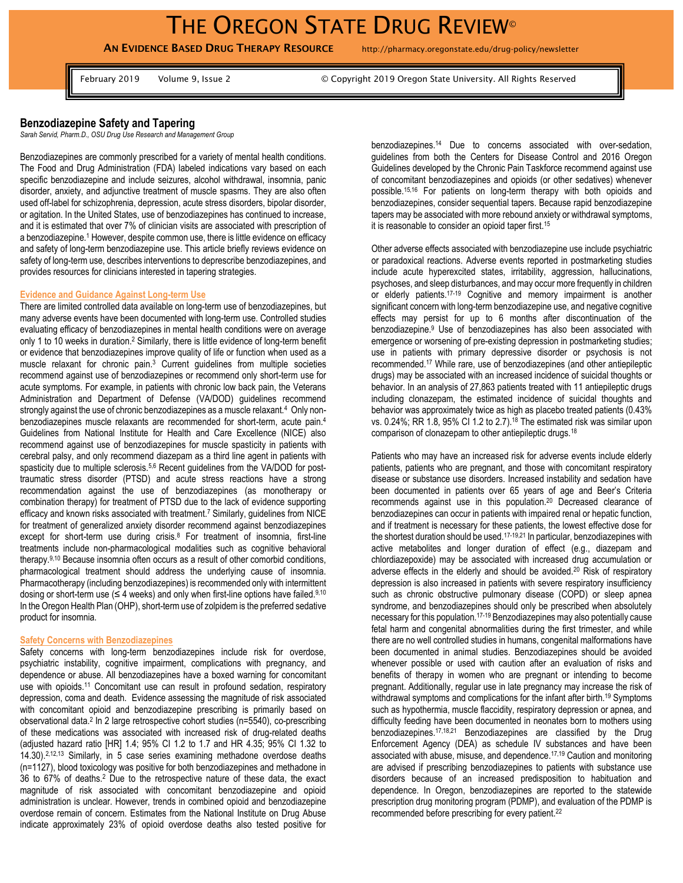# The Oregon State Drug Review©

**An Evidence Based Drug Therapy Resource** http://pharmacy.oregonstate.edu/drug-policy/newsletter

February 2019 Volume 9, Issue 2 © Copyright 2019 Oregon State University. All Rights Reserved

## Benzodiazepine Safety and Tapering

*Sarah Servid, Pharm.D., OSU Drug Use Research and Management Group*

Benzodiazepines are commonly prescribed for a variety of mental health conditions. The Food and Drug Administration (FDA) labeled indications vary based on each specific benzodiazepine and include seizures, alcohol withdrawal, insomnia, panic disorder, anxiety, and adjunctive treatment of muscle spasms. They are also often used off-label for schizophrenia, depression, acute stress disorders, bipolar disorder, or agitation. In the United States, use of benzodiazepines has continued to increase, and it is estimated that over 7% of clinician visits are associated with prescription of a benzodiazepine.[1] However, despite common use, there is little evidence on efficacy and safety of long-term benzodiazepine use. This article briefly reviews evidence on safety of long-term use, describes interventions to deprescribe benzodiazepines, and provides resources for clinicians interested in tapering strategies.

### Evidence and Guidance Against Long-term Use

There are limited controlled data available on long-term use of benzodiazepines, but many adverse events have been documented with long-term use. Controlled studies evaluating efficacy of benzodiazepines in mental health conditions were on average only 1 to 10 weeks in duration.[2] Similarly, there is little evidence of long-term benefit or evidence that benzodiazepines improve quality of life or function when used as a muscle relaxant for chronic pain.[3] Current guidelines from multiple societies recommend against use of benzodiazepines or recommend only short-term use for acute symptoms. For example, in patients with chronic low back pain, the Veterans Administration and Department of Defense (VA/DOD) guidelines recommend strongly against the use of chronic benzodiazepines as a muscle relaxant.[4] Only non-benzodiazepines muscle relaxants are recommended for short-term, acute pain.[4] Guidelines from National Institute for Health and Care Excellence (NICE) also recommend against use of benzodiazepines for muscle spasticity in patients with cerebral palsy, and only recommend diazepam as a third line agent in patients with spasticity due to multiple sclerosis.[5,6] Recent guidelines from the VA/DOD for post-traumatic stress disorder (PTSD) and acute stress reactions have a strong recommendation against the use of benzodiazepines (as monotherapy or combination therapy) for treatment of PTSD due to the lack of evidence supporting efficacy and known risks associated with treatment.[7] Similarly, guidelines from NICE for treatment of generalized anxiety disorder recommend against benzodiazepines except for short-term use during crisis.[8] For treatment of insomnia, first-line treatments include non-pharmacological modalities such as cognitive behavioral therapy.[9,10] Because insomnia often occurs as a result of other comorbid conditions, pharmacological treatment should address the underlying cause of insomnia. Pharmacotherapy (including benzodiazepines) is recommended only with intermittent dosing or short-term use (≤ 4 weeks) and only when first-line options have failed.[9,10] In the Oregon Health Plan (OHP), short-term use of zolpidem is the preferred sedative product for insomnia.

### Safety Concerns with Benzodiazepines

Safety concerns with long-term benzodiazepines include risk for overdose, psychiatric instability, cognitive impairment, complications with pregnancy, and dependence or abuse. All benzodiazepines have a boxed warning for concomitant use with opioids.[11] Concomitant use can result in profound sedation, respiratory depression, coma and death. Evidence assessing the magnitude of risk associated with concomitant opioid and benzodiazepine prescribing is primarily based on observational data.[2] In 2 large retrospective cohort studies (n=5540), co-prescribing of these medications was associated with increased risk of drug-related deaths (adjusted hazard ratio [HR] 1.4; 95% CI 1.2 to 1.7 and HR 4.35; 95% CI 1.32 to 14.30).[2,12,13] Similarly, in 5 case series examining methadone overdose deaths (n=1127), blood toxicology was positive for both benzodiazepines and methadone in 36 to 67% of deaths.[2] Due to the retrospective nature of these data, the exact magnitude of risk associated with concomitant benzodiazepine and opioid administration is unclear. However, trends in combined opioid and benzodiazepine overdose remain of concern. Estimates from the National Institute on Drug Abuse indicate approximately 23% of opioid overdose deaths also tested positive for benzodiazepines.[14] Due to concerns associated with over-sedation, guidelines from both the Centers for Disease Control and 2016 Oregon Guidelines developed by the Chronic Pain Taskforce recommend against use of concomitant benzodiazepines and opioids (or other sedatives) whenever possible.[15,16] For patients on long-term therapy with both opioids and benzodiazepines, consider sequential tapers. Because rapid benzodiazepine tapers may be associated with more rebound anxiety or withdrawal symptoms, it is reasonable to consider an opioid taper first.[15]

Other adverse effects associated with benzodiazepine use include psychiatric or paradoxical reactions. Adverse events reported in postmarketing studies include acute hyperexcited states, irritability, aggression, hallucinations, psychoses, and sleep disturbances, and may occur more frequently in children or elderly patients.[17-19] Cognitive and memory impairment is another significant concern with long-term benzodiazepine use, and negative cognitive effects may persist for up to 6 months after discontinuation of the benzodiazepine.[9] Use of benzodiazepines has also been associated with emergence or worsening of pre-existing depression in postmarketing studies; use in patients with primary depressive disorder or psychosis is not recommended.[17] While rare, use of benzodiazepines (and other antiepileptic drugs) may be associated with an increased incidence of suicidal thoughts or behavior. In an analysis of 27,863 patients treated with 11 antiepileptic drugs including clonazepam, the estimated incidence of suicidal thoughts and behavior was approximately twice as high as placebo treated patients (0.43% vs. 0.24%; RR 1.8, 95% CI 1.2 to 2.7).[18] The estimated risk was similar upon comparison of clonazepam to other antiepileptic drugs.[18]

Patients who may have an increased risk for adverse events include elderly patients, patients who are pregnant, and those with concomitant respiratory disease or substance use disorders. Increased instability and sedation have been documented in patients over 65 years of age and Beer's Criteria recommends against use in this population.[20] Decreased clearance of benzodiazepines can occur in patients with impaired renal or hepatic function, and if treatment is necessary for these patients, the lowest effective dose for the shortest duration should be used.[17-19,21] In particular, benzodiazepines with active metabolites and longer duration of effect (e.g., diazepam and chlordiazepoxide) may be associated with increased drug accumulation or adverse effects in the elderly and should be avoided.[20] Risk of respiratory depression is also increased in patients with severe respiratory insufficiency such as chronic obstructive pulmonary disease (COPD) or sleep apnea syndrome, and benzodiazepines should only be prescribed when absolutely necessary for this population.[17-19] Benzodiazepines may also potentially cause fetal harm and congenital abnormalities during the first trimester, and while there are no well controlled studies in humans, congenital malformations have been documented in animal studies. Benzodiazepines should be avoided whenever possible or used with caution after an evaluation of risks and benefits of therapy in women who are pregnant or intending to become pregnant. Additionally, regular use in late pregnancy may increase the risk of withdrawal symptoms and complications for the infant after birth.[19] Symptoms such as hypothermia, muscle flaccidity, respiratory depression or apnea, and difficulty feeding have been documented in neonates born to mothers using benzodiazepines.[17,18,21] Benzodiazepines are classified by the Drug Enforcement Agency (DEA) as schedule IV substances and have been associated with abuse, misuse, and dependence.[17,19] Caution and monitoring are advised if prescribing benzodiazepines to patients with substance use disorders because of an increased predisposition to habituation and dependence. In Oregon, benzodiazepines are reported to the statewide prescription drug monitoring program (PDMP), and evaluation of the PDMP is recommended before prescribing for every patient.[22]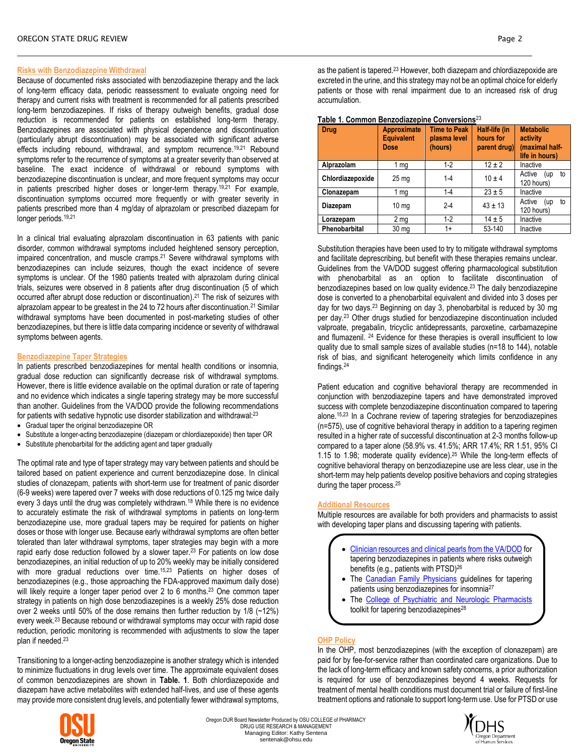## Risks with Benzodiazepine Withdrawal

Because of documented risks associated with benzodiazepine therapy and the lack of long-term efficacy data, periodic reassessment to evaluate ongoing need for therapy and current risks with treatment is recommended for all patients prescribed long-term benzodiazepines. If risks of therapy outweigh benefits, gradual dose reduction is recommended for patients on established long-term therapy. Benzodiazepines are associated with physical dependence and discontinuation (particularly abrupt discontinuation) may be associated with significant adverse effects including rebound, withdrawal, and symptom recurrence.[19,21] Rebound symptoms refer to the recurrence of symptoms at a greater severity than observed at baseline. The exact incidence of withdrawal or rebound symptoms with benzodiazepine discontinuation is unclear, and more frequent symptoms may occur in patients prescribed higher doses or longer-term therapy.[19,21] For example, discontinuation symptoms occurred more frequently or with greater severity in patients prescribed more than 4 mg/day of alprazolam or prescribed diazepam for longer periods.[19,21]

In a clinical trial evaluating alprazolam discontinuation in 63 patients with panic disorder, common withdrawal symptoms included heightened sensory perception, impaired concentration, and muscle cramps.[21] Severe withdrawal symptoms with benzodiazepines can include seizures, though the exact incidence of severe symptoms is unclear. Of the 1980 patients treated with alprazolam during clinical trials, seizures were observed in 8 patients after drug discontinuation (5 of which occurred after abrupt dose reduction or discontinuation).[21] The risk of seizures with alprazolam appear to be greatest in the 24 to 72 hours after discontinuation.[21] Similar withdrawal symptoms have been documented in post-marketing studies of other benzodiazepines, but there is little data comparing incidence or severity of withdrawal symptoms between agents.

## Benzodiazepine Taper Strategies

In patients prescribed benzodiazepines for mental health conditions or insomnia, gradual dose reduction can significantly decrease risk of withdrawal symptoms. However, there is little evidence available on the optimal duration or rate of tapering and no evidence which indicates a single tapering strategy may be more successful than another. Guidelines from the VA/DOD provide the following recommendations for patients with sedative hypnotic use disorder stabilization and withdrawal:[23]

- Gradual taper the original benzodiazepine OR
- Substitute a longer-acting benzodiazepine (diazepam or chlordiazepoxide) then taper OR
- Substitute phenobarbital for the addicting agent and taper gradually

The optimal rate and type of taper strategy may vary between patients and should be tailored based on patient experience and current benzodiazepine dose. In clinical studies of clonazepam, patients with short-term use for treatment of panic disorder (6-9 weeks) were tapered over 7 weeks with dose reductions of 0.125 mg twice daily every 3 days until the drug was completely withdrawn.[18] While there is no evidence to accurately estimate the risk of withdrawal symptoms in patients on long-term benzodiazepine use, more gradual tapers may be required for patients on higher doses or those with longer use. Because early withdrawal symptoms are often better tolerated than later withdrawal symptoms, taper strategies may begin with a more rapid early dose reduction followed by a slower taper.[23] For patients on low dose benzodiazepines, an initial reduction of up to 20% weekly may be initially considered with more gradual reductions over time.[15,23] Patients on higher doses of benzodiazepines (e.g., those approaching the FDA-approved maximum daily dose) will likely require a longer taper period over 2 to 6 months.[23] One common taper strategy in patients on high dose benzodiazepines is a weekly 25% dose reduction over 2 weeks until 50% of the dose remains then further reduction by 1/8 (~12%) every week.[23] Because rebound or withdrawal symptoms may occur with rapid dose reduction, periodic monitoring is recommended with adjustments to slow the taper plan if needed.[23]

Transitioning to a longer-acting benzodiazepine is another strategy which is intended to minimize fluctuations in drug levels over time. The approximate equivalent doses of common benzodiazepines are shown in **Table. 1**. Both chlordiazepoxide and diazepam have active metabolites with extended half-lives, and use of these agents may provide more consistent drug levels, and potentially fewer withdrawal symptoms, as the patient is tapered.[23] However, both diazepam and chlordiazepoxide are excreted in the urine, and this strategy may not be an optimal choice for elderly patients or those with renal impairment due to an increased risk of drug accumulation.

**Table 1. Common Benzodiazepine Conversions**[23]

| Drug | Approximate Equivalent Dose | Time to Peak plasma level (hours) | Half-life (in hours for parent drug) | Metabolic activity (maximal half-life in hours) |
|---|---|---|---|---|
| **Alprazolam** | 1 mg | 1-2 | 12 ± 2 | Inactive |
| **Chlordiazepoxide** | 25 mg | 1-4 | 10 ± 4 | Active (up to 120 hours) |
| **Clonazepam** | 1 mg | 1-4 | 23 ± 5 | Inactive |
| **Diazepam** | 10 mg | 2-4 | 43 ± 13 | Active (up to 120 hours) |
| **Lorazepam** | 2 mg | 1-2 | 14 ± 5 | Inactive |
| **Phenobarbital** | 30 mg | 1+ | 53-140 | Inactive |

Substitution therapies have been used to try to mitigate withdrawal symptoms and facilitate deprescribing, but benefit with these therapies remains unclear. Guidelines from the VA/DOD suggest offering pharmacological substitution with phenobarbital as an option to facilitate discontinuation of benzodiazepines based on low quality evidence.[23] The daily benzodiazepine dose is converted to a phenobarbital equivalent and divided into 3 doses per day for two days.[23] Beginning on day 3, phenobarbital is reduced by 30 mg per day.[23] Other drugs studied for benzodiazepine discontinuation included valproate, pregabalin, tricyclic antidepressants, paroxetine, carbamazepine and flumazenil.[24] Evidence for these therapies is overall insufficient to low quality due to small sample sizes of available studies (n=18 to 144), notable risk of bias, and significant heterogeneity which limits confidence in any findings.[24]

Patient education and cognitive behavioral therapy are recommended in conjunction with benzodiazepine tapers and have demonstrated improved success with complete benzodiazepine discontinuation compared to tapering alone.[15,23] In a Cochrane review of tapering strategies for benzodiazepines (n=575), use of cognitive behavioral therapy in addition to a tapering regimen resulted in a higher rate of successful discontinuation at 2-3 months follow-up compared to a taper alone (58.9% vs. 41.5%; ARR 17.4%; RR 1.51, 95% CI 1.15 to 1.98; moderate quality evidence).[25] While the long-term effects of cognitive behavioral therapy on benzodiazepine use are less clear, use in the short-term may help patients develop positive behaviors and coping strategies during the taper process.[25]

## Additional Resources

Multiple resources are available for both providers and pharmacists to assist with developing taper plans and discussing tapering with patients.

- Clinician resources and clinical pearls from the VA/DOD for tapering benzodiazepines in patients where risks outweigh benefits (e.g., patients with PTSD)[26]
- The Canadian Family Physicians guidelines for tapering patients using benzodiazepines for insomnia[27]
- The College of Psychiatric and Neurologic Pharmacists toolkit for tapering benzodiazepines[28]

## OHP Policy

In the OHP, most benzodiazepines (with the exception of clonazepam) are paid for by fee-for-service rather than coordinated care organizations. Due to the lack of long-term efficacy and known safety concerns, a prior authorization is required for use of benzodiazepines beyond 4 weeks. Requests for treatment of mental health conditions must document trial or failure of first-line treatment options and rationale to support long-term use. Use for PTSD or use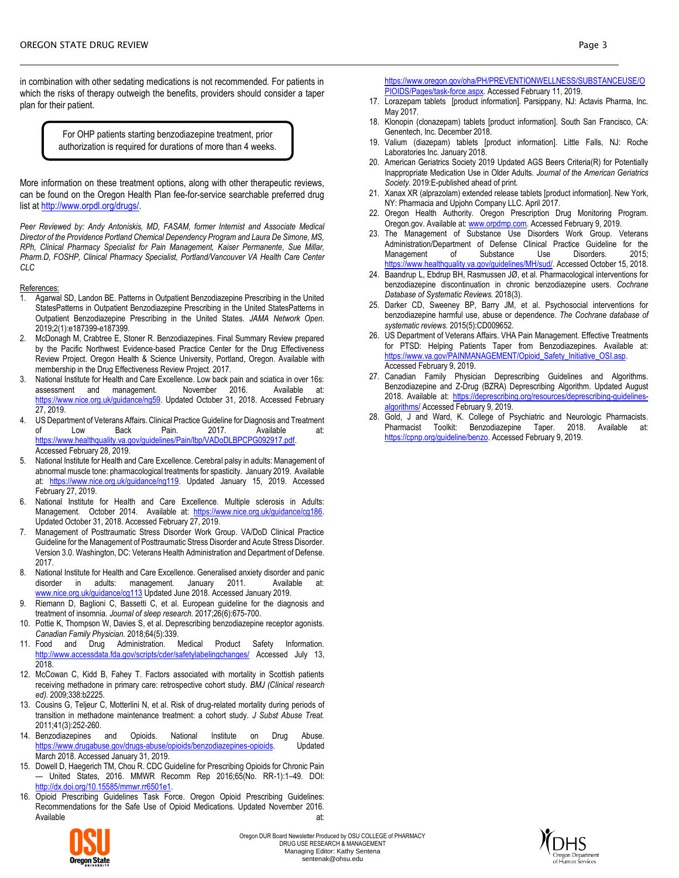in combination with other sedating medications is not recommended. For patients in which the risks of therapy outweigh the benefits, providers should consider a taper plan for their patient.

> For OHP patients starting benzodiazepine treatment, prior authorization is required for durations of more than 4 weeks.

More information on these treatment options, along with other therapeutic reviews, can be found on the Oregon Health Plan fee-for-service searchable preferred drug list at http://www.orpdl.org/drugs/.

*Peer Reviewed by: Andy Antoniskis, MD, FASAM, former Internist and Associate Medical Director of the Providence Portland Chemical Dependency Program and Laura De Simone, MS, RPh, Clinical Pharmacy Specialist for Pain Management, Kaiser Permanente, Sue Millar, Pharm.D, FOSHP, Clinical Pharmacy Specialist, Portland/Vancouver VA Health Care Center CLC*

References:

1. Agarwal SD, Landon BE. Patterns in Outpatient Benzodiazepine Prescribing in the United StatesPatterns in Outpatient Benzodiazepine Prescribing in the United StatesPatterns in Outpatient Benzodiazepine Prescribing in the United States. *JAMA Network Open.* 2019;2(1):e187399-e187399.
2. McDonagh M, Crabtree E, Stoner R. Benzodiazepines. Final Summary Review prepared by the Pacific Northwest Evidence-based Practice Center for the Drug Effectiveness Review Project. Oregon Health & Science University, Portland, Oregon. Available with membership in the Drug Effectiveness Review Project. 2017.
3. National Institute for Health and Care Excellence. Low back pain and sciatica in over 16s: assessment and management. November 2016. Available at: https://www.nice.org.uk/guidance/ng59. Updated October 31, 2018. Accessed February 27, 2019.
4. US Department of Veterans Affairs. Clinical Practice Guideline for Diagnosis and Treatment of Low Back Pain. 2017. Available at: https://www.healthquality.va.gov/guidelines/Pain/lbp/VADoDLBPCPG092917.pdf. Accessed February 28, 2019.
5. National Institute for Health and Care Excellence. Cerebral palsy in adults: Management of abnormal muscle tone: pharmacological treatments for spasticity. January 2019. Available at: https://www.nice.org.uk/guidance/ng119. Updated January 15, 2019. Accessed February 27, 2019.
6. National Institute for Health and Care Excellence. Multiple sclerosis in Adults: Management. October 2014. Available at: https://www.nice.org.uk/guidance/cg186. Updated October 31, 2018. Accessed February 27, 2019.
7. Management of Posttraumatic Stress Disorder Work Group. VA/DoD Clinical Practice Guideline for the Management of Posttraumatic Stress Disorder and Acute Stress Disorder. Version 3.0. Washington, DC: Veterans Health Administration and Department of Defense. 2017.
8. National Institute for Health and Care Excellence. Generalised anxiety disorder and panic disorder in adults: management. January 2011. Available at: www.nice.org.uk/guidance/cg113 Updated June 2018. Accessed January 2019.
9. Riemann D, Baglioni C, Bassetti C, et al. European guideline for the diagnosis and treatment of insomnia. *Journal of sleep research.* 2017;26(6):675-700.
10. Pottie K, Thompson W, Davies S, et al. Deprescribing benzodiazepine receptor agonists. *Canadian Family Physician.* 2018;64(5):339.
11. Food and Drug Administration. Medical Product Safety Information. http://www.accessdata.fda.gov/scripts/cder/safetylabelingchanges/ Accessed July 13, 2018.
12. McCowan C, Kidd B, Fahey T. Factors associated with mortality in Scottish patients receiving methadone in primary care: retrospective cohort study. *BMJ (Clinical research ed).* 2009;338:b2225.
13. Cousins G, Teljeur C, Motterlini N, et al. Risk of drug-related mortality during periods of transition in methadone maintenance treatment: a cohort study. *J Subst Abuse Treat.* 2011;41(3):252-260.
14. Benzodiazepines and Opioids. National Institute on Drug Abuse. https://www.drugabuse.gov/drugs-abuse/opioids/benzodiazepines-opioids. Updated March 2018. Accessed January 31, 2019.
15. Dowell D, Haegerich TM, Chou R. CDC Guideline for Prescribing Opioids for Chronic Pain — United States, 2016. MMWR Recomm Rep 2016;65(No. RR-1):1–49. DOI: http://dx.doi.org/10.15585/mmwr.rr6501e1.
16. Opioid Prescribing Guidelines Task Force. Oregon Opioid Prescribing Guidelines: Recommendations for the Safe Use of Opioid Medications. Updated November 2016. Available at: https://www.oregon.gov/oha/PH/PREVENTIONWELLNESS/SUBSTANCEUSE/OPIOIDS/Pages/task-force.aspx. Accessed February 11, 2019.
17. Lorazepam tablets [product information]. Parsippany, NJ: Actavis Pharma, Inc. May 2017.
18. Klonopin (clonazepam) tablets [product information]. South San Francisco, CA: Genentech, Inc. December 2018.
19. Valium (diazepam) tablets [product information]. Little Falls, NJ: Roche Laboratories Inc. January 2018.
20. American Geriatrics Society 2019 Updated AGS Beers Criteria(R) for Potentially Inappropriate Medication Use in Older Adults. *Journal of the American Geriatrics Society.* 2019:E-published ahead of print.
21. Xanax XR (alprazolam) extended release tablets [product information]. New York, NY: Pharmacia and Upjohn Company LLC. April 2017.
22. Oregon Health Authority. Oregon Prescription Drug Monitoring Program. Oregon.gov. Available at: www.orpdmp.com. Accessed February 9, 2019.
23. The Management of Substance Use Disorders Work Group. Veterans Administration/Department of Defense Clinical Practice Guideline for the Management of Substance Use Disorders. 2015; https://www.healthquality.va.gov/guidelines/MH/sud/. Accessed October 15, 2018.
24. Baandrup L, Ebdrup BH, Rasmussen JØ, et al. Pharmacological interventions for benzodiazepine discontinuation in chronic benzodiazepine users. *Cochrane Database of Systematic Reviews.* 2018(3).
25. Darker CD, Sweeney BP, Barry JM, et al. Psychosocial interventions for benzodiazepine harmful use, abuse or dependence. *The Cochrane database of systematic reviews.* 2015(5):CD009652.
26. US Department of Veterans Affairs. VHA Pain Management. Effective Treatments for PTSD: Helping Patients Taper from Benzodiazepines. Available at: https://www.va.gov/PAINMANAGEMENT/Opioid_Safety_Initiative_OSI.asp. Accessed February 9, 2019.
27. Canadian Family Physician Deprescribing Guidelines and Algorithms. Benzodiazepine and Z-Drug (BZRA) Deprescribing Algorithm. Updated August 2018. Available at: https://deprescribing.org/resources/deprescribing-guidelines-algorithms/ Accessed February 9, 2019.
28. Gold, J and Ward, K. College of Psychiatric and Neurologic Pharmacists. Pharmacist Toolkit: Benzodiazepine Taper. 2018. Available at: https://cpnp.org/guideline/benzo. Accessed February 9, 2019.

Oregon DUR Board Newsletter Produced by OSU COLLEGE of PHARMACY
DRUG USE RESEARCH & MANAGEMENT
Managing Editor: Kathy Sentena
sentenak@ohsu.edu